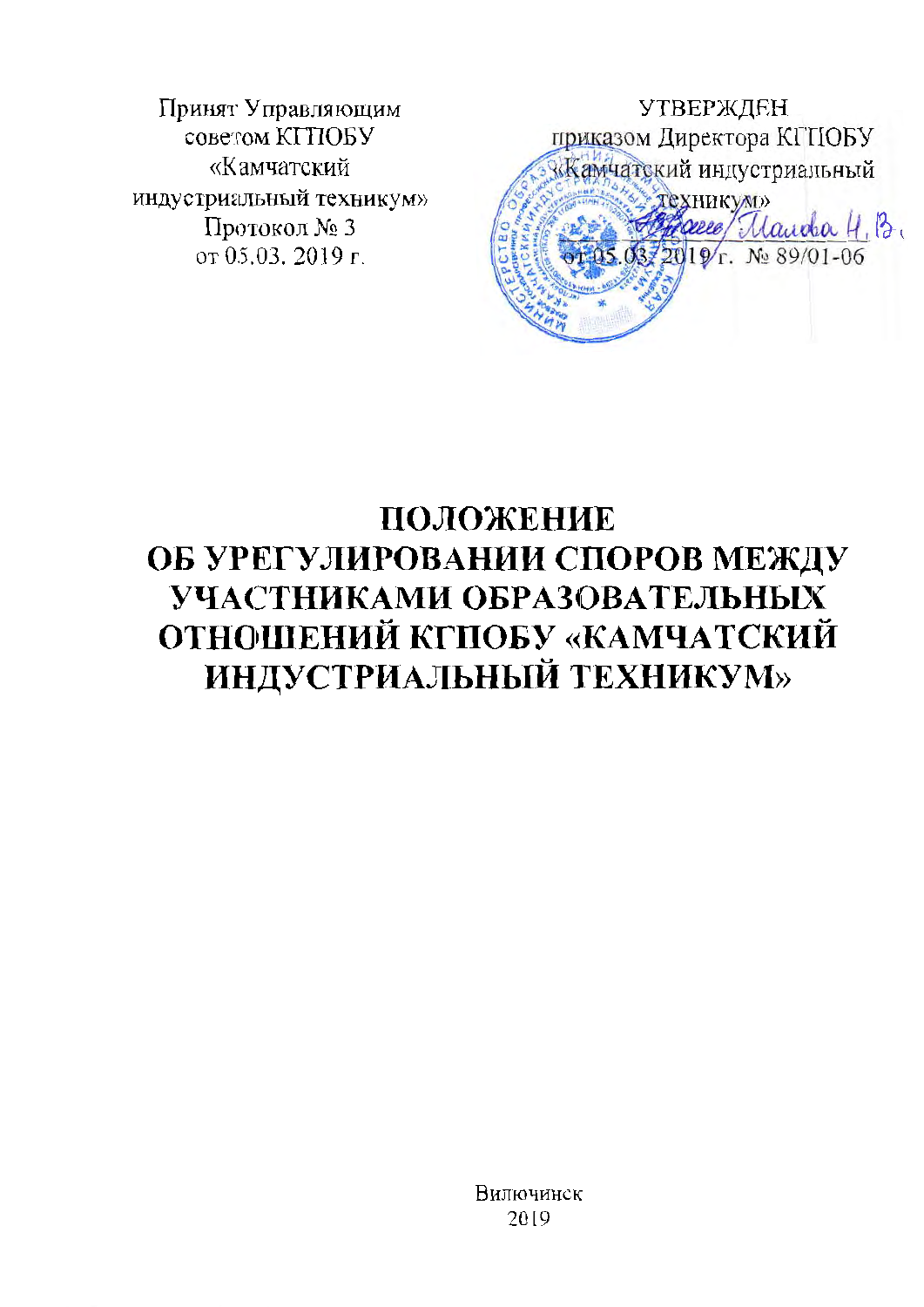Принят Управляющим советом КГПОБУ «Камчатский индустриальный техникум»
Протокол № 3
от 05.03. 2019 г.

УТВЕРЖДЕН
приказом Директора КГПОБУ «Камчатский индустриальный техникум»
_____ /Малова Н.В./
от 05.03. 2019 г. № 89/01-06

# ПОЛОЖЕНИЕ ОБ УРЕГУЛИРОВАНИИ СПОРОВ МЕЖДУ УЧАСТНИКАМИ ОБРАЗОВАТЕЛЬНЫХ ОТНОШЕНИЙ КГПОБУ «КАМЧАТСКИЙ ИНДУСТРИАЛЬНЫЙ ТЕХНИКУМ»

Вилючинск
2019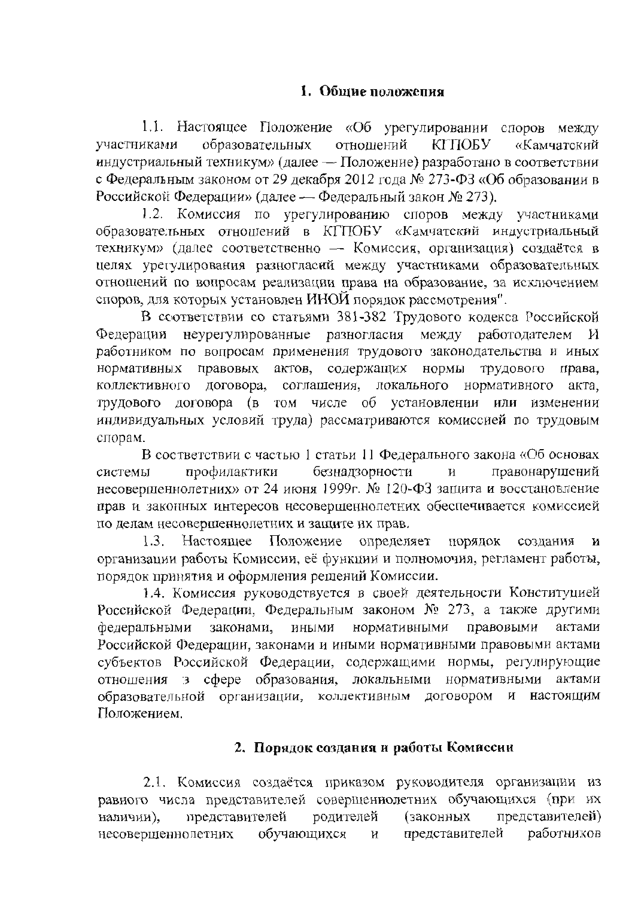## 1. Общие положения

1.1. Настоящее Положение «Об урегулировании споров между участниками образовательных отношений КГПОБУ «Камчатский индустриальный техникум» (далее — Положение) разработано в соответствии с Федеральным законом от 29 декабря 2012 года № 273-ФЗ «Об образовании в Российской Федерации» (далее — Федеральный закон № 273).

1.2. Комиссия по урегулированию споров между участниками образовательных отношений в КГПОБУ «Камчатский индустриальный техникум» (далее соответственно — Комиссия, организация) создаётся в целях урегулирования разногласий между участниками образовательных отношений по вопросам реализации права на образование, за исключением споров, для которых установлен ИНОЙ порядок рассмотрения".

В соответствии со статьями 381-382 Трудового кодекса Российской Федерации неурегулированные разногласия между работодателем И работником по вопросам применения трудового законодательства и иных нормативных правовых актов, содержащих нормы трудового права, коллективного договора, соглашения, локального нормативного акта, трудового договора (в том числе об установлении или изменении индивидуальных условий труда) рассматриваются комиссией по трудовым спорам.

В соответствии с частью 1 статьи 11 Федерального закона «Об основах системы профилактики безнадзорности и правонарушений несовершеннолетних» от 24 июня 1999г. № 120-ФЗ защита и восстановление прав и законных интересов несовершеннолетних обеспечивается комиссией по делам несовершеннолетних и защите их прав.

1.3. Настоящее Положение определяет порядок создания и организации работы Комиссии, её функции и полномочия, регламент работы, порядок принятия и оформления решений Комиссии.

1.4. Комиссия руководствуется в своей деятельности Конституцией Российской Федерации, Федеральным законом № 273, а также другими федеральными законами, иными нормативными правовыми актами Российской Федерации, законами и иными нормативными правовыми актами субъектов Российской Федерации, содержащими нормы, регулирующие отношения в сфере образования, локальными нормативными актами образовательной организации, коллективным договором и настоящим Положением.

## 2. Порядок создания и работы Комиссии

2.1. Комиссия создаётся приказом руководителя организации из равного числа представителей совершеннолетних обучающихся (при их наличии), представителей родителей (законных представителей) несовершеннолетних обучающихся и представителей работников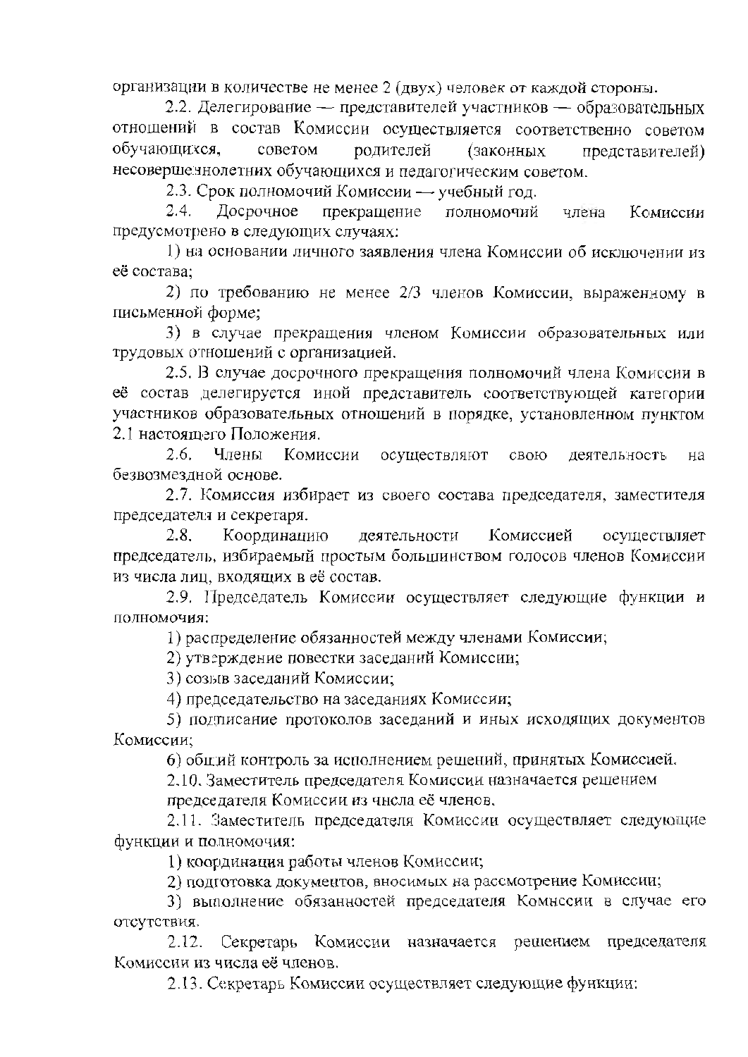организации в количестве не менее 2 (двух) человек от каждой стороны.

2.2. Делегирование — представителей участников — образовательных отношений в состав Комиссии осуществляется соответственно советом обучающихся, советом родителей (законных представителей) несовершеннолетних обучающихся и педагогическим советом.

2.3. Срок полномочий Комиссии — учебный год.

2.4. Досрочное прекращение полномочий члена Комиссии предусмотрено в следующих случаях:

1) на основании личного заявления члена Комиссии об исключении из её состава;

2) по требованию не менее 2/3 членов Комиссии, выраженному в письменной форме;

3) в случае прекращения членом Комиссии образовательных или трудовых отношений с организацией.

2.5. В случае досрочного прекращения полномочий члена Комиссии в её состав делегируется иной представитель соответствующей категории участников образовательных отношений в порядке, установленном пунктом 2.1 настоящего Положения.

2.6. Члены Комиссии осуществляют свою деятельность на безвозмездной основе.

2.7. Комиссия избирает из своего состава председателя, заместителя председателя и секретаря.

2.8. Координацию деятельности Комиссией осуществляет председатель, избираемый простым большинством голосов членов Комиссии из числа лиц, входящих в её состав.

2.9. Председатель Комиссии осуществляет следующие функции и полномочия:

1) распределение обязанностей между членами Комиссии;

2) утверждение повестки заседаний Комиссии;

3) созыв заседаний Комиссии;

4) председательство на заседаниях Комиссии;

5) подписание протоколов заседаний и иных исходящих документов Комиссии;

6) общий контроль за исполнением решений, принятых Комиссией.

2.10. Заместитель председателя Комиссии назначается решением председателя Комиссии из числа её членов.

2.11. Заместитель председателя Комиссии осуществляет следующие функции и полномочия:

1) координация работы членов Комиссии;

2) подготовка документов, вносимых на рассмотрение Комиссии;

3) выполнение обязанностей председателя Комиссии в случае его отсутствия.

2.12. Секретарь Комиссии назначается решением председателя Комиссии из числа её членов.

2.13. Секретарь Комиссии осуществляет следующие функции: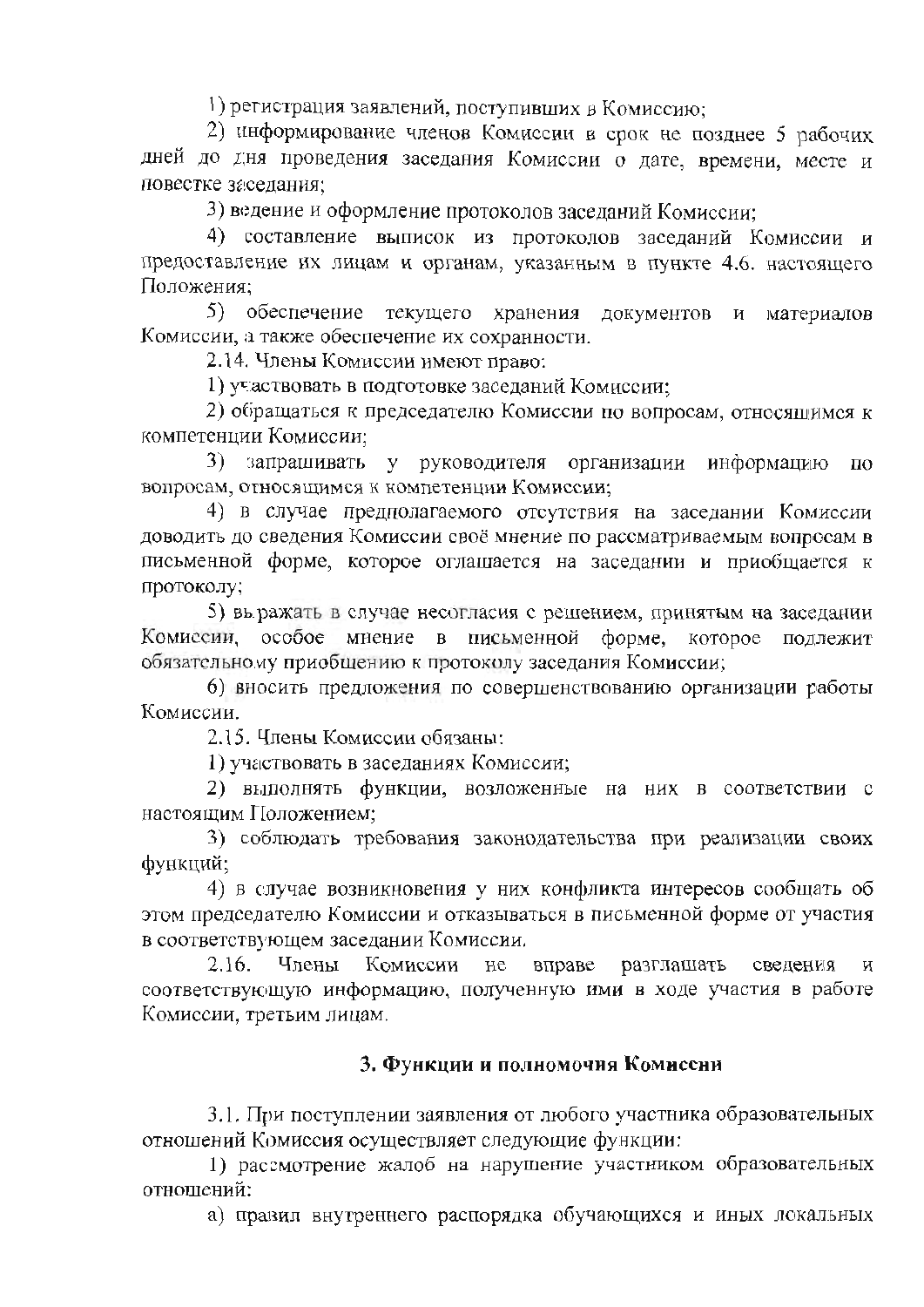1) регистрация заявлений, поступивших в Комиссию;

2) информирование членов Комиссии в срок не позднее 5 рабочих дней до дня проведения заседания Комиссии о дате, времени, месте и повестке заседания;

3) ведение и оформление протоколов заседаний Комиссии;

4) составление выписок из протоколов заседаний Комиссии и предоставление их лицам и органам, указанным в пункте 4.6. настоящего Положения;

5) обеспечение текущего хранения документов и материалов Комиссии, а также обеспечение их сохранности.

2.14. Члены Комиссии имеют право:

1) участвовать в подготовке заседаний Комиссии;

2) обращаться к председателю Комиссии по вопросам, относящимся к компетенции Комиссии;

3) запрашивать у руководителя организации информацию по вопросам, относящимся к компетенции Комиссии;

4) в случае предполагаемого отсутствия на заседании Комиссии доводить до сведения Комиссии своё мнение по рассматриваемым вопросам в письменной форме, которое оглашается на заседании и приобщается к протоколу;

5) выражать в случае несогласия с решением, принятым на заседании Комиссии, особое мнение в письменной форме, которое подлежит обязательному приобщению к протоколу заседания Комиссии;

6) вносить предложения по совершенствованию организации работы Комиссии.

2.15. Члены Комиссии обязаны:

1) участвовать в заседаниях Комиссии;

2) выполнять функции, возложенные на них в соответствии с настоящим Положением;

3) соблюдать требования законодательства при реализации своих функций;

4) в случае возникновения у них конфликта интересов сообщать об этом председателю Комиссии и отказываться в письменной форме от участия в соответствующем заседании Комиссии.

2.16. Члены Комиссии не вправе разглашать сведения и соответствующую информацию, полученную ими в ходе участия в работе Комиссии, третьим лицам.

## 3. Функции и полномочия Комиссии

3.1. При поступлении заявления от любого участника образовательных отношений Комиссия осуществляет следующие функции:

1) рассмотрение жалоб на нарушение участником образовательных отношений:

а) правил внутреннего распорядка обучающихся и иных локальных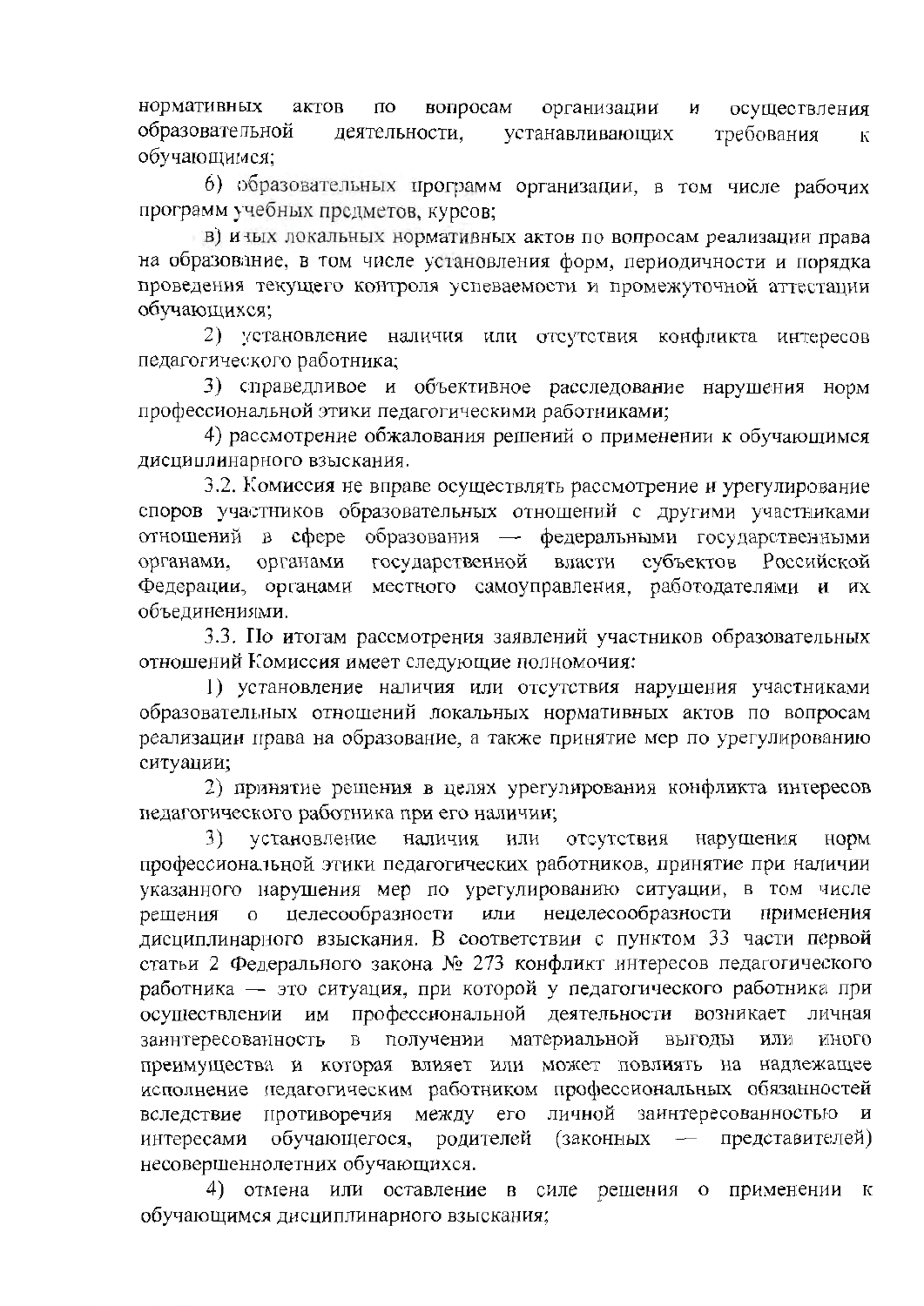нормативных актов по вопросам организации и осуществления образовательной деятельности, устанавливающих требования к обучающимся;

б) образовательных программ организации, в том числе рабочих программ учебных предметов, курсов;

в) иных локальных нормативных актов по вопросам реализации права на образование, в том числе установления форм, периодичности и порядка проведения текущего контроля успеваемости и промежуточной аттестации обучающихся;

2) установление наличия или отсутствия конфликта интересов педагогического работника;

3) справедливое и объективное расследование нарушения норм профессиональной этики педагогическими работниками;

4) рассмотрение обжалования решений о применении к обучающимся дисциплинарного взыскания.

3.2. Комиссия не вправе осуществлять рассмотрение и урегулирование споров участников образовательных отношений с другими участниками отношений в сфере образования — федеральными государственными органами, органами государственной власти субъектов Российской Федерации, органами местного самоуправления, работодателями и их объединениями.

3.3. По итогам рассмотрения заявлений участников образовательных отношений Комиссия имеет следующие полномочия:

1) установление наличия или отсутствия нарушения участниками образовательных отношений локальных нормативных актов по вопросам реализации права на образование, а также принятие мер по урегулированию ситуации;

2) принятие решения в целях урегулирования конфликта интересов педагогического работника при его наличии;

3) установление наличия или отсутствия нарушения норм профессиональной этики педагогических работников, принятие при наличии указанного нарушения мер по урегулированию ситуации, в том числе решения о целесообразности или нецелесообразности применения дисциплинарного взыскания. В соответствии с пунктом 33 части первой статьи 2 Федерального закона № 273 конфликт интересов педагогического работника — это ситуация, при которой у педагогического работника при осуществлении им профессиональной деятельности возникает личная заинтересованность в получении материальной выгоды или иного преимущества и которая влияет или может повлиять на надлежащее исполнение педагогическим работником профессиональных обязанностей вследствие противоречия между его личной заинтересованностью и интересами обучающегося, родителей (законных — представителей) несовершеннолетних обучающихся.

4) отмена или оставление в силе решения о применении к обучающимся дисциплинарного взыскания;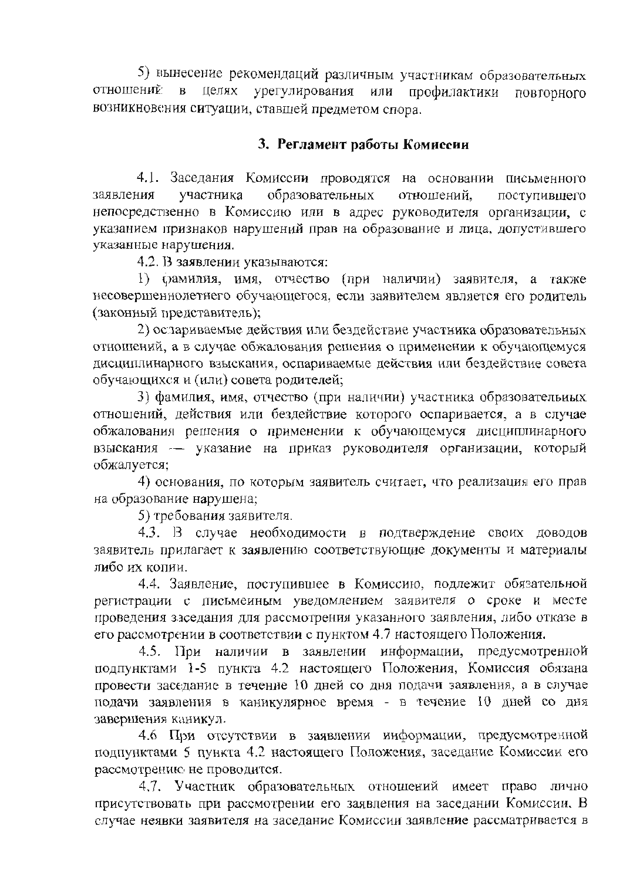5) вынесение рекомендаций различным участникам образовательных отношений в целях урегулирования или профилактики повторного возникновения ситуации, ставшей предметом спора.

## 3. Регламент работы Комиссии

4.1. Заседания Комиссии проводятся на основании письменного заявления участника образовательных отношений, поступившего непосредственно в Комиссию или в адрес руководителя организации, с указанием признаков нарушений прав на образование и лица, допустившего указанные нарушения.

4.2. В заявлении указываются:

1) фамилия, имя, отчество (при наличии) заявителя, а также несовершеннолетнего обучающегося, если заявителем является его родитель (законный представитель);

2) оспариваемые действия или бездействие участника образовательных отношений, а в случае обжалования решения о применении к обучающемуся дисциплинарного взыскания, оспариваемые действия или бездействие совета обучающихся и (или) совета родителей;

3) фамилия, имя, отчество (при наличии) участника образовательных отношений, действия или бездействие которого оспаривается, а в случае обжалования решения о применении к обучающемуся дисциплинарного взыскания — указание на приказ руководителя организации, который обжалуется;

4) основания, по которым заявитель считает, что реализация его прав на образование нарушена;

5) требования заявителя.

4.3. В случае необходимости в подтверждение своих доводов заявитель прилагает к заявлению соответствующие документы и материалы либо их копии.

4.4. Заявление, поступившее в Комиссию, подлежит обязательной регистрации с письменным уведомлением заявителя о сроке и месте проведения заседания для рассмотрения указанного заявления, либо отказе в его рассмотрении в соответствии с пунктом 4.7 настоящего Положения.

4.5. При наличии в заявлении информации, предусмотренной подпунктами 1-5 пункта 4.2 настоящего Положения, Комиссия обязана провести заседание в течение 10 дней со дня подачи заявления, а в случае подачи заявления в каникулярное время - в течение 10 дней со дня завершения каникул.

4.6 При отсутствии в заявлении информации, предусмотренной подпунктами 5 пункта 4.2 настоящего Положения, заседание Комиссии его рассмотрению не проводится.

4.7. Участник образовательных отношений имеет право лично присутствовать при рассмотрении его заявления на заседании Комиссии. В случае неявки заявителя на заседание Комиссии заявление рассматривается в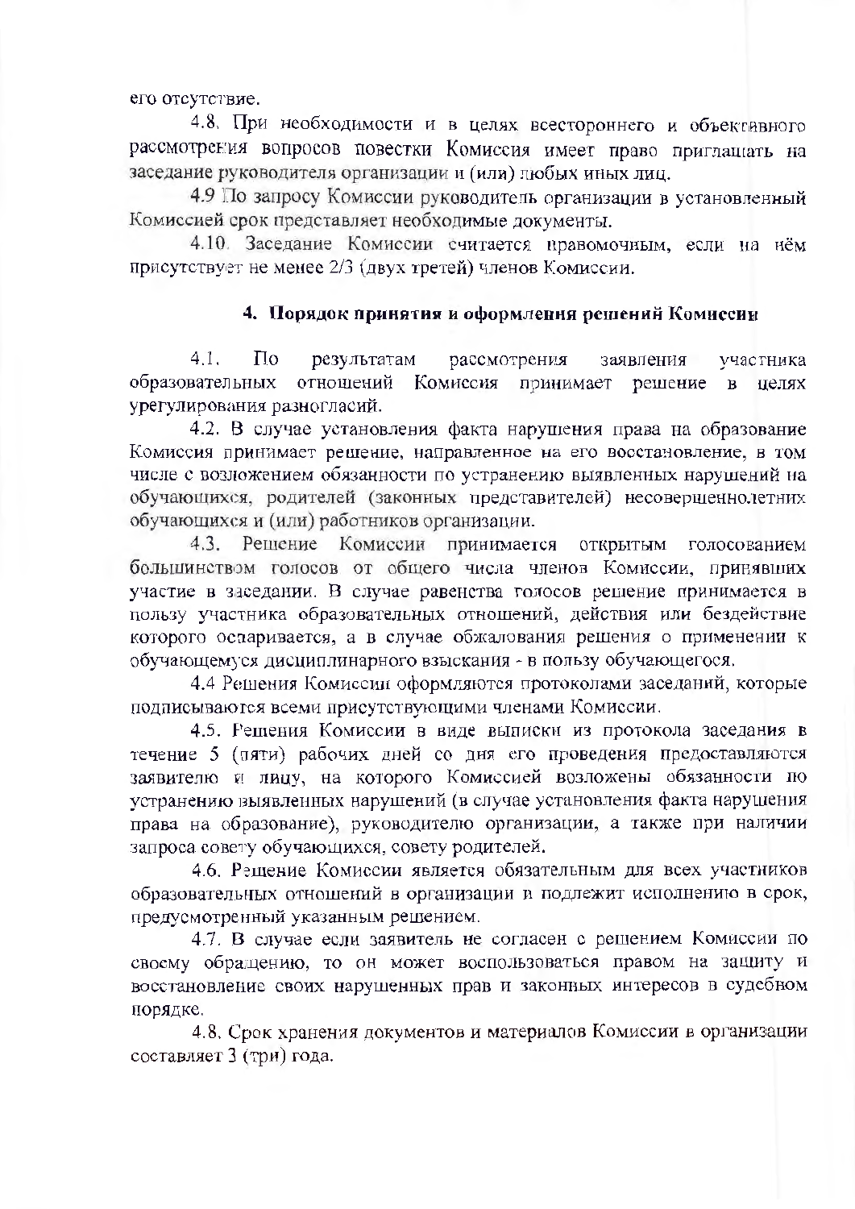его отсутствие.

4.8. При необходимости и в целях всестороннего и объективного рассмотрения вопросов повестки Комиссия имеет право приглашать на заседание руководителя организации и (или) любых иных лиц.

4.9 По запросу Комиссии руководитель организации в установленный Комиссией срок представляет необходимые документы.

4.10. Заседание Комиссии считается правомочным, если на нём присутствует не менее 2/3 (двух третей) членов Комиссии.

## 4. Порядок принятия и оформления решений Комиссии

4.1. По результатам рассмотрения заявления участника образовательных отношений Комиссия принимает решение в целях урегулирования разногласий.

4.2. В случае установления факта нарушения права на образование Комиссия принимает решение, направленное на его восстановление, в том числе с возложением обязанности по устранению выявленных нарушений на обучающихся, родителей (законных представителей) несовершеннолетних обучающихся и (или) работников организации.

4.3. Решение Комиссии принимается открытым голосованием большинством голосов от общего числа членов Комиссии, принявших участие в заседании. В случае равенства голосов решение принимается в пользу участника образовательных отношений, действия или бездействие которого оспаривается, а в случае обжалования решения о применении к обучающемуся дисциплинарного взыскания - в пользу обучающегося.

4.4 Решения Комиссии оформляются протоколами заседаний, которые подписываются всеми присутствующими членами Комиссии.

4.5. Решения Комиссии в виде выписки из протокола заседания в течение 5 (пяти) рабочих дней со дня его проведения предоставляются заявителю и лицу, на которого Комиссией возложены обязанности по устранению выявленных нарушений (в случае установления факта нарушения права на образование), руководителю организации, а также при наличии запроса совету обучающихся, совету родителей.

4.6. Решение Комиссии является обязательным для всех участников образовательных отношений в организации и подлежит исполнению в срок, предусмотренный указанным решением.

4.7. В случае если заявитель не согласен с решением Комиссии по своему обращению, то он может воспользоваться правом на защиту и восстановление своих нарушенных прав и законных интересов в судебном порядке.

4.8. Срок хранения документов и материалов Комиссии в организации составляет 3 (три) года.